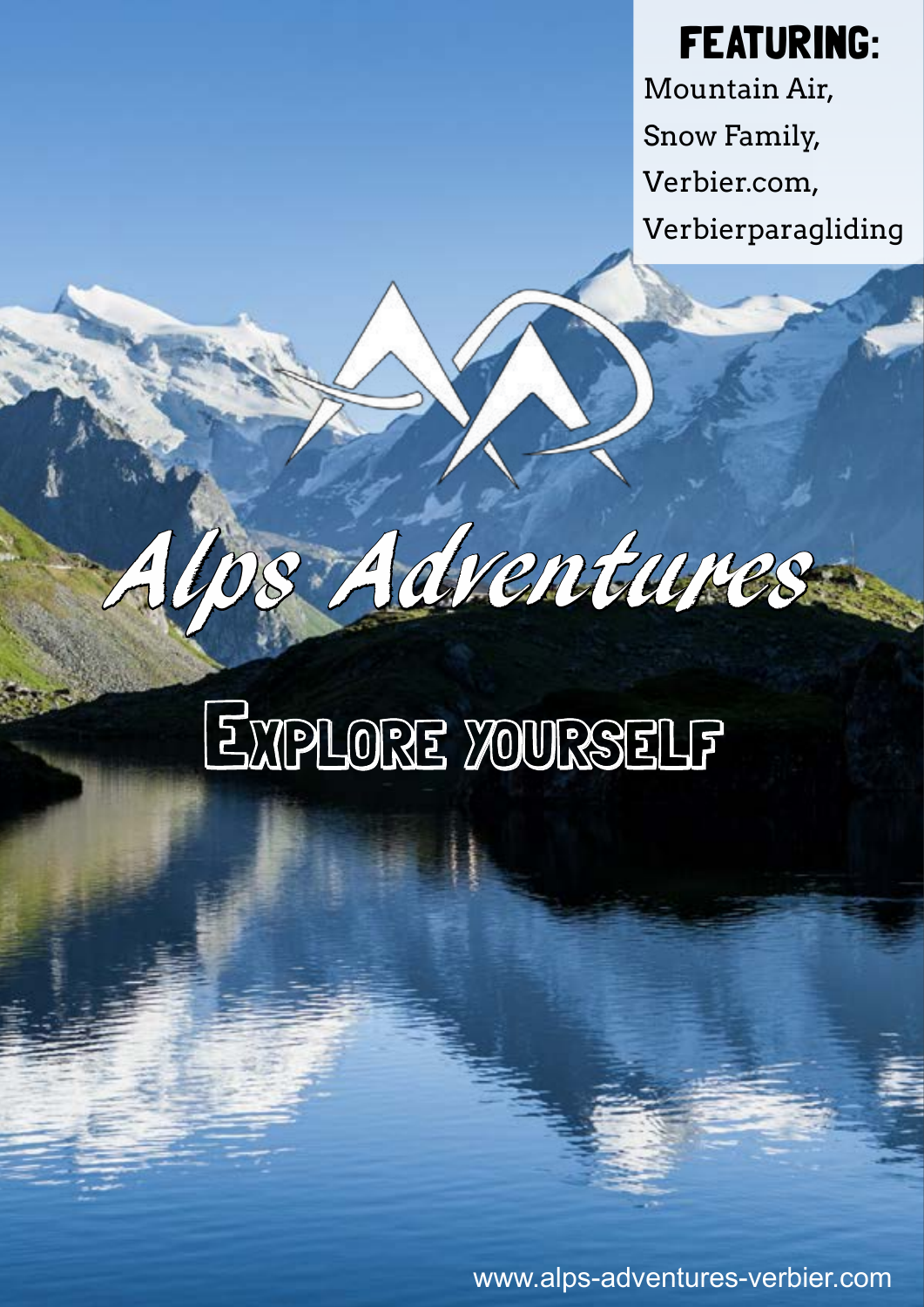## FEATURING:

Mountain Air,
Snow Family,
Verbier.com,
Verbierparagliding

# Alps Adventures

## Explore yourself

www.alps-adventures-verbier.com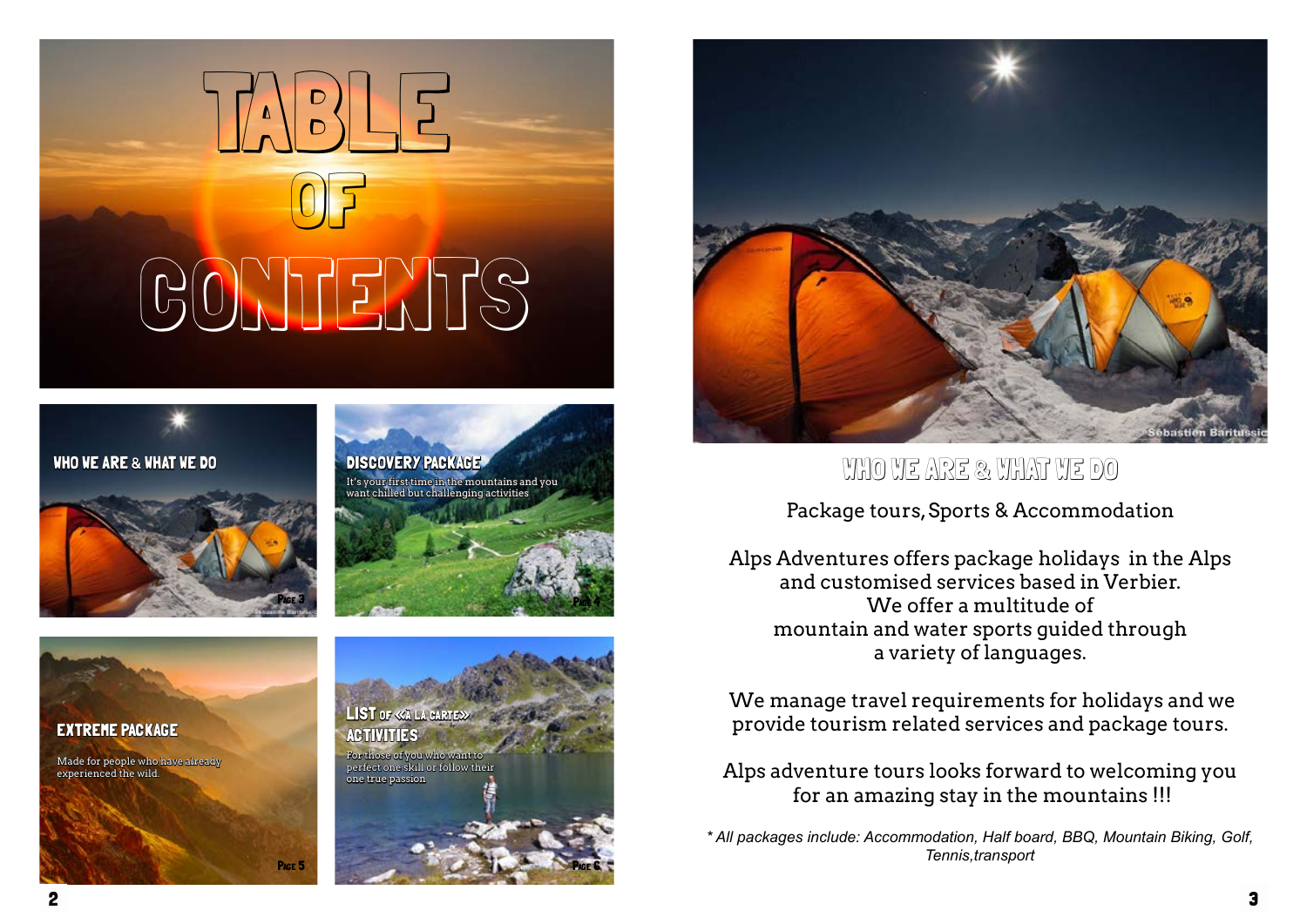# TABLE OF CONTENTS

**WHO WE ARE & WHAT WE DO**

Page 3

**DISCOVERY PACKAGE**

It's your first time in the mountains and you want chilled but challenging activities

Page 4

**EXTREME PACKAGE**

Made for people who have already experienced the wild.

Page 5

**LIST OF «À LA CARTE» ACTIVITIES**

For those of you who want to perfect one skill or follow their one true passion

Page 6

## WHO WE ARE & WHAT WE DO

Package tours, Sports & Accommodation

Alps Adventures offers package holidays in the Alps and customised services based in Verbier. We offer a multitude of mountain and water sports guided through a variety of languages.

We manage travel requirements for holidays and we provide tourism related services and package tours.

Alps adventure tours looks forward to welcoming you for an amazing stay in the mountains !!!

*\* All packages include: Accommodation, Half board, BBQ, Mountain Biking, Golf, Tennis,transport*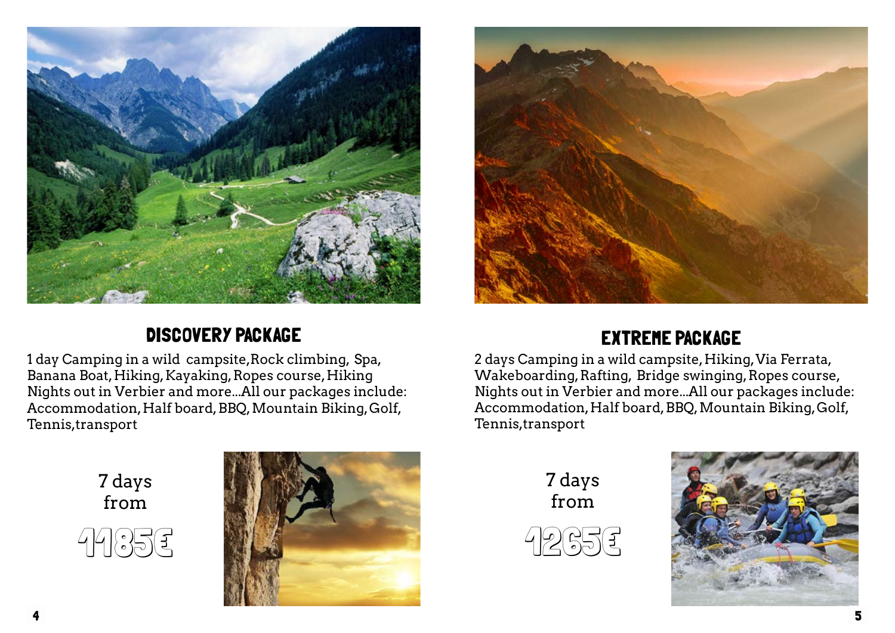## DISCOVERY PACKAGE

1 day Camping in a wild campsite, Rock climbing, Spa, Banana Boat, Hiking, Kayaking, Ropes course, Hiking Nights out in Verbier and more...All our packages include: Accommodation, Half board, BBQ, Mountain Biking, Golf, Tennis, transport

7 days from

1185€

## EXTREME PACKAGE

2 days Camping in a wild campsite, Hiking, Via Ferrata, Wakeboarding, Rafting, Bridge swinging, Ropes course, Nights out in Verbier and more...All our packages include: Accommodation, Half board, BBQ, Mountain Biking, Golf, Tennis, transport

7 days from

1265€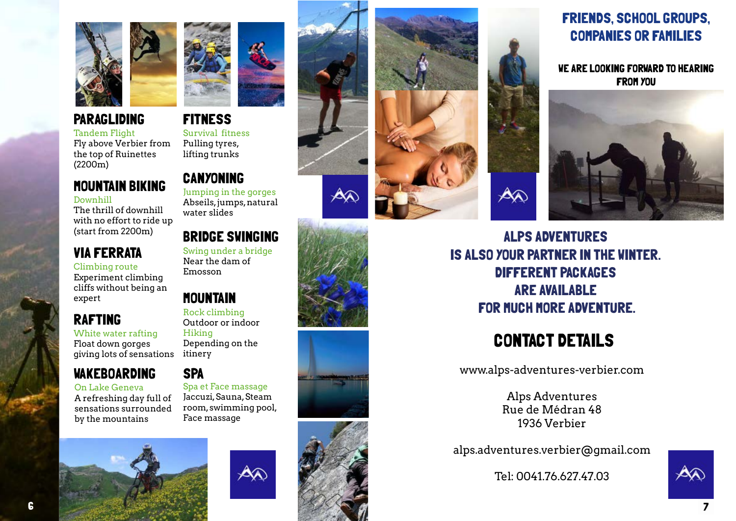## PARAGLIDING

Tandem Flight

Fly above Verbier from the top of Ruinettes (2200m)

## MOUNTAIN BIKING

Downhill

The thrill of downhill with no effort to ride up (start from 2200m)

## VIA FERRATA

Climbing route

Experiment climbing cliffs without being an expert

## RAFTING

White water rafting

Float down gorges giving lots of sensations

## WAKEBOARDING

On Lake Geneva

A refreshing day full of sensations surrounded by the mountains

## FITNESS

Survival fitness

Pulling tyres, lifting trunks

## CANYONING

Jumping in the gorges

Abseils, jumps, natural water slides

## BRIDGE SWINGING

Swing under a bridge

Near the dam of Emosson

## MOUNTAIN

Rock climbing

Outdoor or indoor

Hiking

Depending on the itinery

## SPA

Spa et Face massage

Jaccuzi, Sauna, Steam room, swimming pool, Face massage

## FRIENDS, SCHOOL GROUPS, COMPANIES OR FAMILIES

### WE ARE LOOKING FORWARD TO HEARING FROM YOU

### ALPS ADVENTURES IS ALSO YOUR PARTNER IN THE WINTER. DIFFERENT PACKAGES ARE AVAILABLE FOR MUCH MORE ADVENTURE.

## CONTACT DETAILS

www.alps-adventures-verbier.com

Alps Adventures
Rue de Médran 48
1936 Verbier

alps.adventures.verbier@gmail.com

Tel: 0041.76.627.47.03